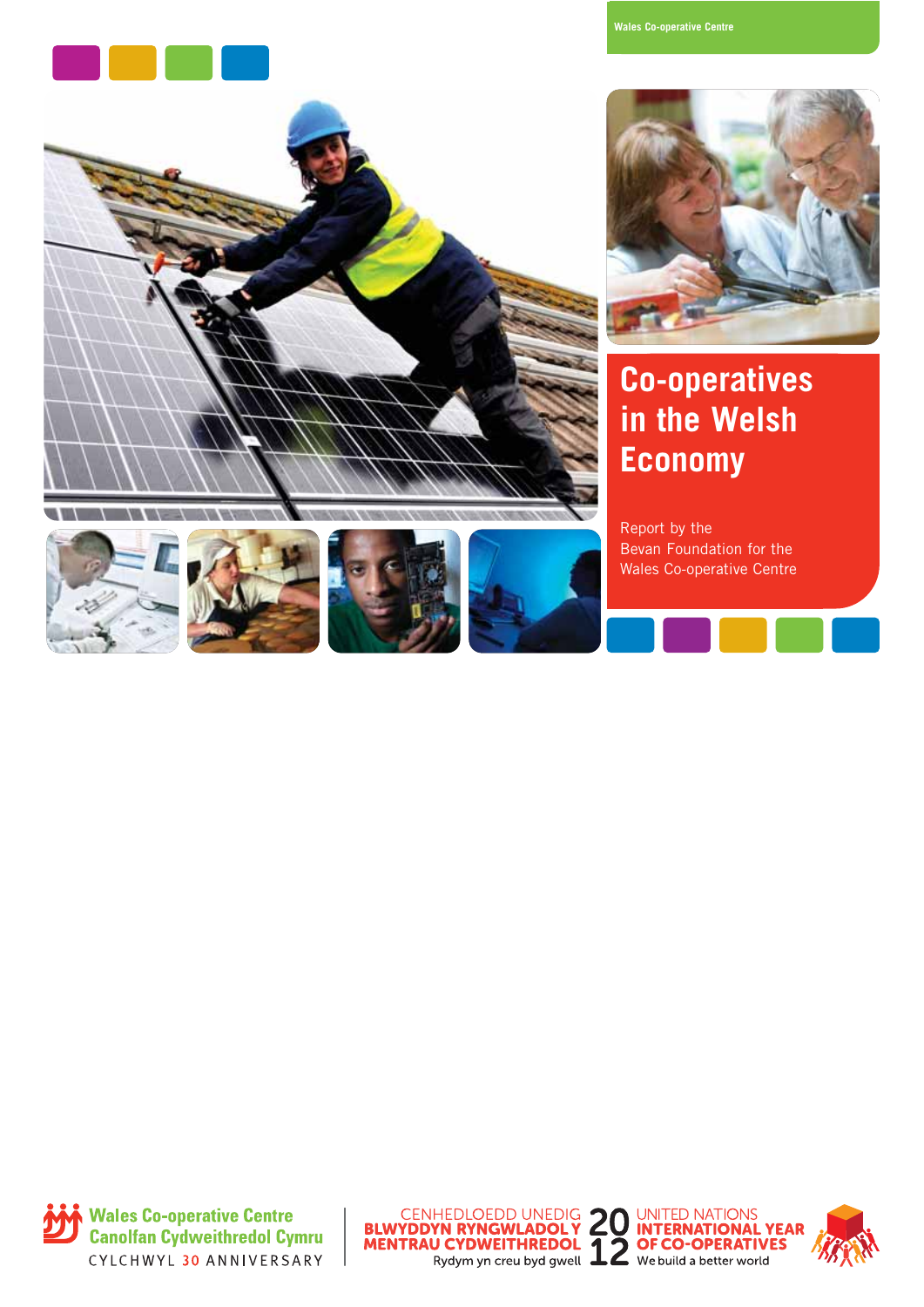Wales Co-operative Centre

# Co-operatives in the Welsh Economy

Report by the Bevan Foundation for the Wales Co-operative Centre

Wales Co-operative Centre
Canolfan Cydweithredol Cymru
CYLCHWYL 30 ANNIVERSARY

CENHEDLOEDD UNEDIG
BLWYDDYN RYNGWLADOL Y MENTRAU CYDWEITHREDOL
Rydym yn creu byd gwell

2012

UNITED NATIONS
INTERNATIONAL YEAR OF CO-OPERATIVES
We build a better world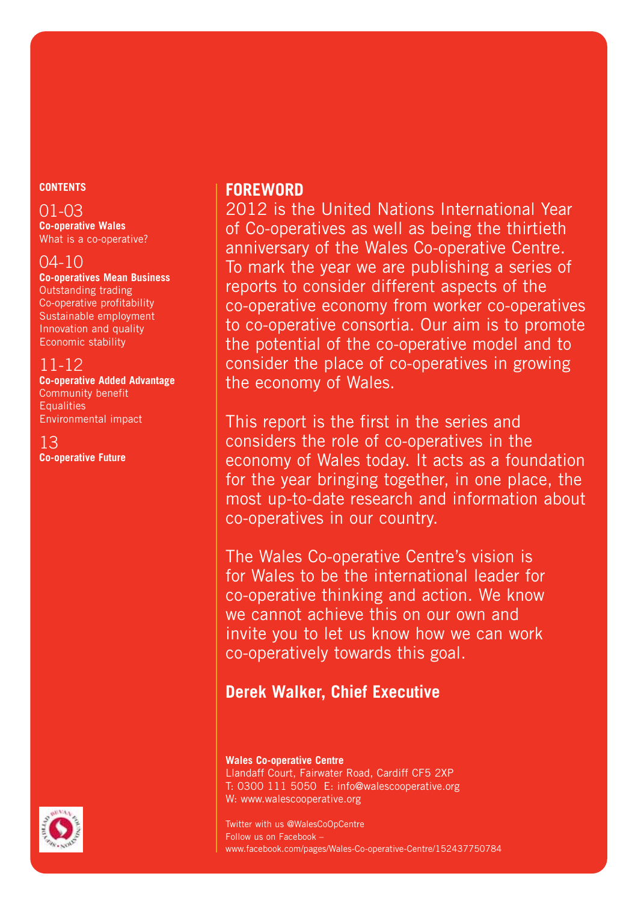## CONTENTS

**01-03**
**Co-operative Wales**
What is a co-operative?

**04-10**
**Co-operatives Mean Business**
Outstanding trading
Co-operative profitability
Sustainable employment
Innovation and quality
Economic stability

**11-12**
**Co-operative Added Advantage**
Community benefit
Equalities
Environmental impact

**13**
**Co-operative Future**

## FOREWORD

2012 is the United Nations International Year of Co-operatives as well as being the thirtieth anniversary of the Wales Co-operative Centre. To mark the year we are publishing a series of reports to consider different aspects of the co-operative economy from worker co-operatives to co-operative consortia. Our aim is to promote the potential of the co-operative model and to consider the place of co-operatives in growing the economy of Wales.

This report is the first in the series and considers the role of co-operatives in the economy of Wales today. It acts as a foundation for the year bringing together, in one place, the most up-to-date research and information about co-operatives in our country.

The Wales Co-operative Centre's vision is for Wales to be the international leader for co-operative thinking and action. We know we cannot achieve this on our own and invite you to let us know how we can work co-operatively towards this goal.

**Derek Walker, Chief Executive**

**Wales Co-operative Centre**
Llandaff Court, Fairwater Road, Cardiff CF5 2XP
T: 0300 111 5050 E: info@walescooperative.org
W: www.walescooperative.org

Twitter with us @WalesCoOpCentre
Follow us on Facebook –
www.facebook.com/pages/Wales-Co-operative-Centre/152437750784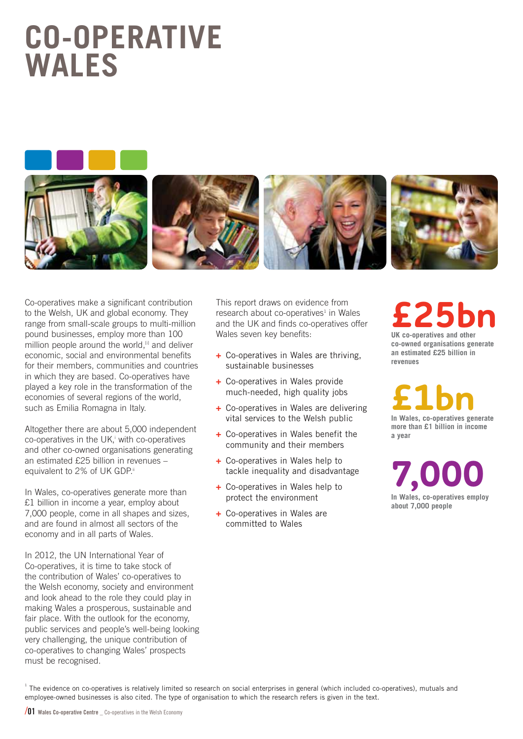# CO-OPERATIVE WALES

Co-operatives make a significant contribution to the Welsh, UK and global economy. They range from small-scale groups to multi-million pound businesses, employ more than 100 million people around the world,[ii] and deliver economic, social and environmental benefits for their members, communities and countries in which they are based. Co-operatives have played a key role in the transformation of the economies of several regions of the world, such as Emilia Romagna in Italy.

Altogether there are about 5,000 independent co-operatives in the UK,[i] with co-operatives and other co-owned organisations generating an estimated £25 billion in revenues – equivalent to 2% of UK GDP.[ii]

In Wales, co-operatives generate more than £1 billion in income a year, employ about 7,000 people, come in all shapes and sizes, and are found in almost all sectors of the economy and in all parts of Wales.

In 2012, the UN International Year of Co-operatives, it is time to take stock of the contribution of Wales' co-operatives to the Welsh economy, society and environment and look ahead to the role they could play in making Wales a prosperous, sustainable and fair place. With the outlook for the economy, public services and people's well-being looking very challenging, the unique contribution of co-operatives to changing Wales' prospects must be recognised.

This report draws on evidence from research about co-operatives[1] in Wales and the UK and finds co-operatives offer Wales seven key benefits:

- Co-operatives in Wales are thriving, sustainable businesses
- Co-operatives in Wales provide much-needed, high quality jobs
- Co-operatives in Wales are delivering vital services to the Welsh public
- Co-operatives in Wales benefit the community and their members
- Co-operatives in Wales help to tackle inequality and disadvantage
- Co-operatives in Wales help to protect the environment
- Co-operatives in Wales are committed to Wales

**£25bn**

**UK co-operatives and other co-owned organisations generate an estimated £25 billion in revenues**

**£1bn**

**In Wales, co-operatives generate more than £1 billion in income a year**

**7,000**

**In Wales, co-operatives employ about 7,000 people**

[1] The evidence on co-operatives is relatively limited so research on social enterprises in general (which included co-operatives), mutuals and employee-owned businesses is also cited. The type of organisation to which the research refers is given in the text.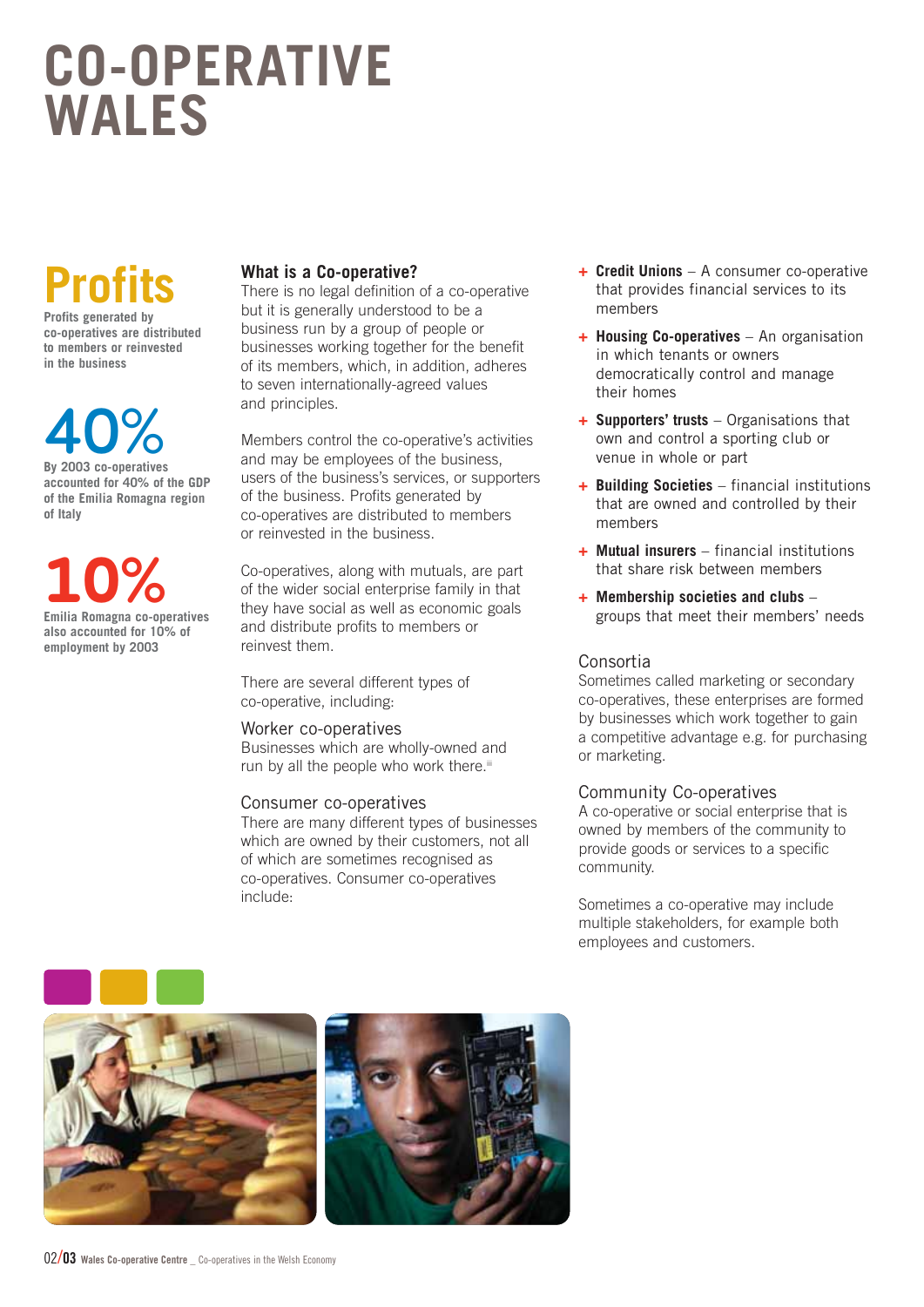# CO-OPERATIVE WALES

**Profits**

**Profits generated by co-operatives are distributed to members or reinvested in the business**

**40%**

**By 2003 co-operatives accounted for 40% of the GDP of the Emilia Romagna region of Italy**

**10%**

**Emilia Romagna co-operatives also accounted for 10% of employment by 2003**

## What is a Co-operative?

There is no legal definition of a co-operative but it is generally understood to be a business run by a group of people or businesses working together for the benefit of its members, which, in addition, adheres to seven internationally-agreed values and principles.

Members control the co-operative's activities and may be employees of the business, users of the business's services, or supporters of the business. Profits generated by co-operatives are distributed to members or reinvested in the business.

Co-operatives, along with mutuals, are part of the wider social enterprise family in that they have social as well as economic goals and distribute profits to members or reinvest them.

There are several different types of co-operative, including:

### Worker co-operatives

Businesses which are wholly-owned and run by all the people who work there.

### Consumer co-operatives

There are many different types of businesses which are owned by their customers, not all of which are sometimes recognised as co-operatives. Consumer co-operatives include:

- **Credit Unions** – A consumer co-operative that provides financial services to its members
- **Housing Co-operatives** – An organisation in which tenants or owners democratically control and manage their homes
- **Supporters' trusts** – Organisations that own and control a sporting club or venue in whole or part
- **Building Societies** – financial institutions that are owned and controlled by their members
- **Mutual insurers** – financial institutions that share risk between members
- **Membership societies and clubs** – groups that meet their members' needs

### Consortia

Sometimes called marketing or secondary co-operatives, these enterprises are formed by businesses which work together to gain a competitive advantage e.g. for purchasing or marketing.

### Community Co-operatives

A co-operative or social enterprise that is owned by members of the community to provide goods or services to a specific community.

Sometimes a co-operative may include multiple stakeholders, for example both employees and customers.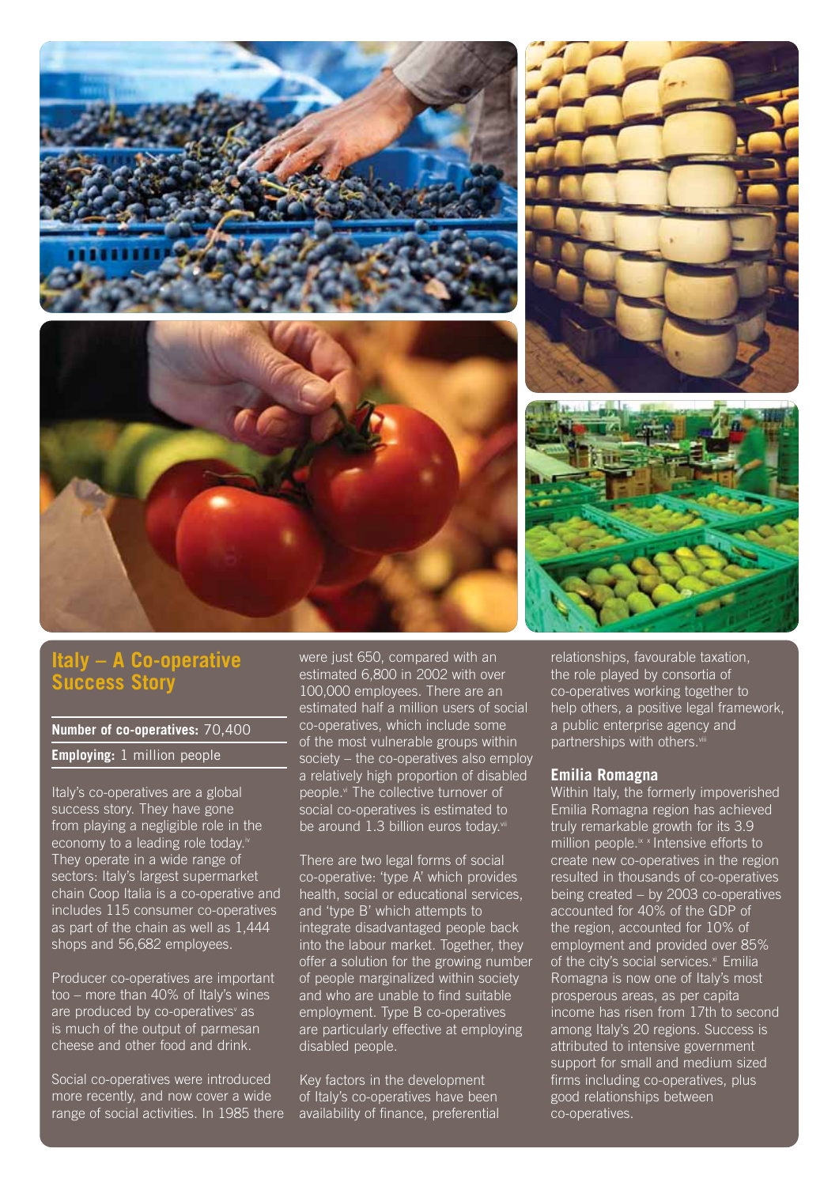## Italy – A Co-operative Success Story

**Number of co-operatives:** 70,400

**Employing:** 1 million people

Italy's co-operatives are a global success story. They have gone from playing a negligible role in the economy to a leading role today.[iv] They operate in a wide range of sectors: Italy's largest supermarket chain Coop Italia is a co-operative and includes 115 consumer co-operatives as part of the chain as well as 1,444 shops and 56,682 employees.

Producer co-operatives are important too – more than 40% of Italy's wines are produced by co-operatives[v] as is much of the output of parmesan cheese and other food and drink.

Social co-operatives were introduced more recently, and now cover a wide range of social activities. In 1985 there were just 650, compared with an estimated 6,800 in 2002 with over 100,000 employees. There are an estimated half a million users of social co-operatives, which include some of the most vulnerable groups within society – the co-operatives also employ a relatively high proportion of disabled people.[vi] The collective turnover of social co-operatives is estimated to be around 1.3 billion euros today.[vii]

There are two legal forms of social co-operative: 'type A' which provides health, social or educational services, and 'type B' which attempts to integrate disadvantaged people back into the labour market. Together, they offer a solution for the growing number of people marginalized within society and who are unable to find suitable employment. Type B co-operatives are particularly effective at employing disabled people.

Key factors in the development of Italy's co-operatives have been availability of finance, preferential relationships, favourable taxation, the role played by consortia of co-operatives working together to help others, a positive legal framework, a public enterprise agency and partnerships with others.[viii]

### Emilia Romagna

Within Italy, the formerly impoverished Emilia Romagna region has achieved truly remarkable growth for its 3.9 million people.[ix x] Intensive efforts to create new co-operatives in the region resulted in thousands of co-operatives being created – by 2003 co-operatives accounted for 40% of the GDP of the region, accounted for 10% of employment and provided over 85% of the city's social services.[xi] Emilia Romagna is now one of Italy's most prosperous areas, as per capita income has risen from 17th to second among Italy's 20 regions. Success is attributed to intensive government support for small and medium sized firms including co-operatives, plus good relationships between co-operatives.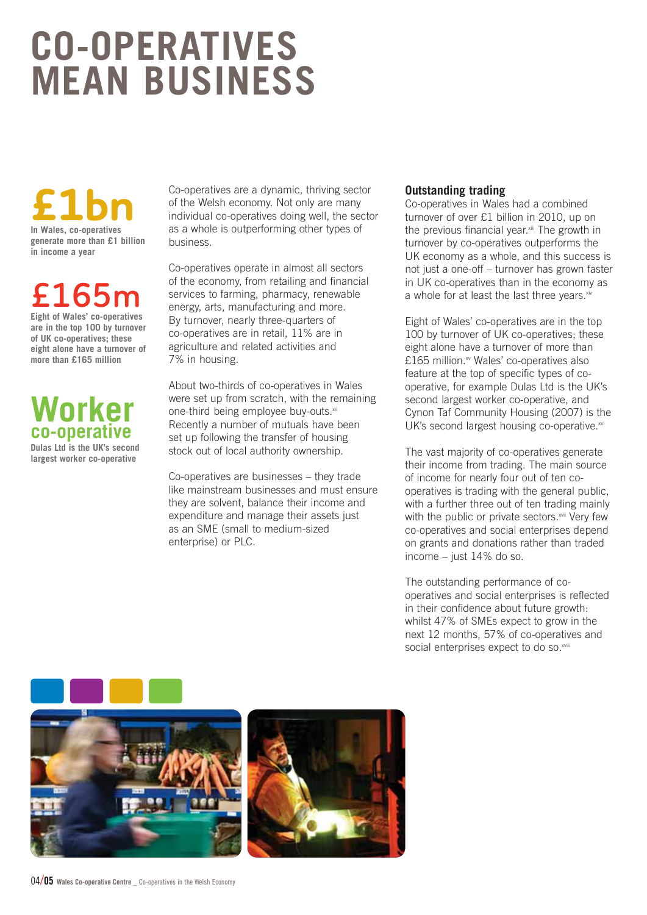# CO-OPERATIVES MEAN BUSINESS

**£1bn**

**In Wales, co-operatives generate more than £1 billion in income a year**

**£165m**

**Eight of Wales' co-operatives are in the top 100 by turnover of UK co-operatives; these eight alone have a turnover of more than £165 million**

**Worker co-operative**

**Dulas Ltd is the UK's second largest worker co-operative**

Co-operatives are a dynamic, thriving sector of the Welsh economy. Not only are many individual co-operatives doing well, the sector as a whole is outperforming other types of business.

Co-operatives operate in almost all sectors of the economy, from retailing and financial services to farming, pharmacy, renewable energy, arts, manufacturing and more. By turnover, nearly three-quarters of co-operatives are in retail, 11% are in agriculture and related activities and 7% in housing.

About two-thirds of co-operatives in Wales were set up from scratch, with the remaining one-third being employee buy-outs.[xii] Recently a number of mutuals have been set up following the transfer of housing stock out of local authority ownership.

Co-operatives are businesses – they trade like mainstream businesses and must ensure they are solvent, balance their income and expenditure and manage their assets just as an SME (small to medium-sized enterprise) or PLC.

### Outstanding trading

Co-operatives in Wales had a combined turnover of over £1 billion in 2010, up on the previous financial year.[xiii] The growth in turnover by co-operatives outperforms the UK economy as a whole, and this success is not just a one-off – turnover has grown faster in UK co-operatives than in the economy as a whole for at least the last three years.[xiv]

Eight of Wales' co-operatives are in the top 100 by turnover of UK co-operatives; these eight alone have a turnover of more than £165 million.[xv] Wales' co-operatives also feature at the top of specific types of co-operative, for example Dulas Ltd is the UK's second largest worker co-operative, and Cynon Taf Community Housing (2007) is the UK's second largest housing co-operative.[xvi]

The vast majority of co-operatives generate their income from trading. The main source of income for nearly four out of ten co-operatives is trading with the general public, with a further three out of ten trading mainly with the public or private sectors.[xvii] Very few co-operatives and social enterprises depend on grants and donations rather than traded income – just 14% do so.

The outstanding performance of co-operatives and social enterprises is reflected in their confidence about future growth: whilst 47% of SMEs expect to grow in the next 12 months, 57% of co-operatives and social enterprises expect to do so.[xviii]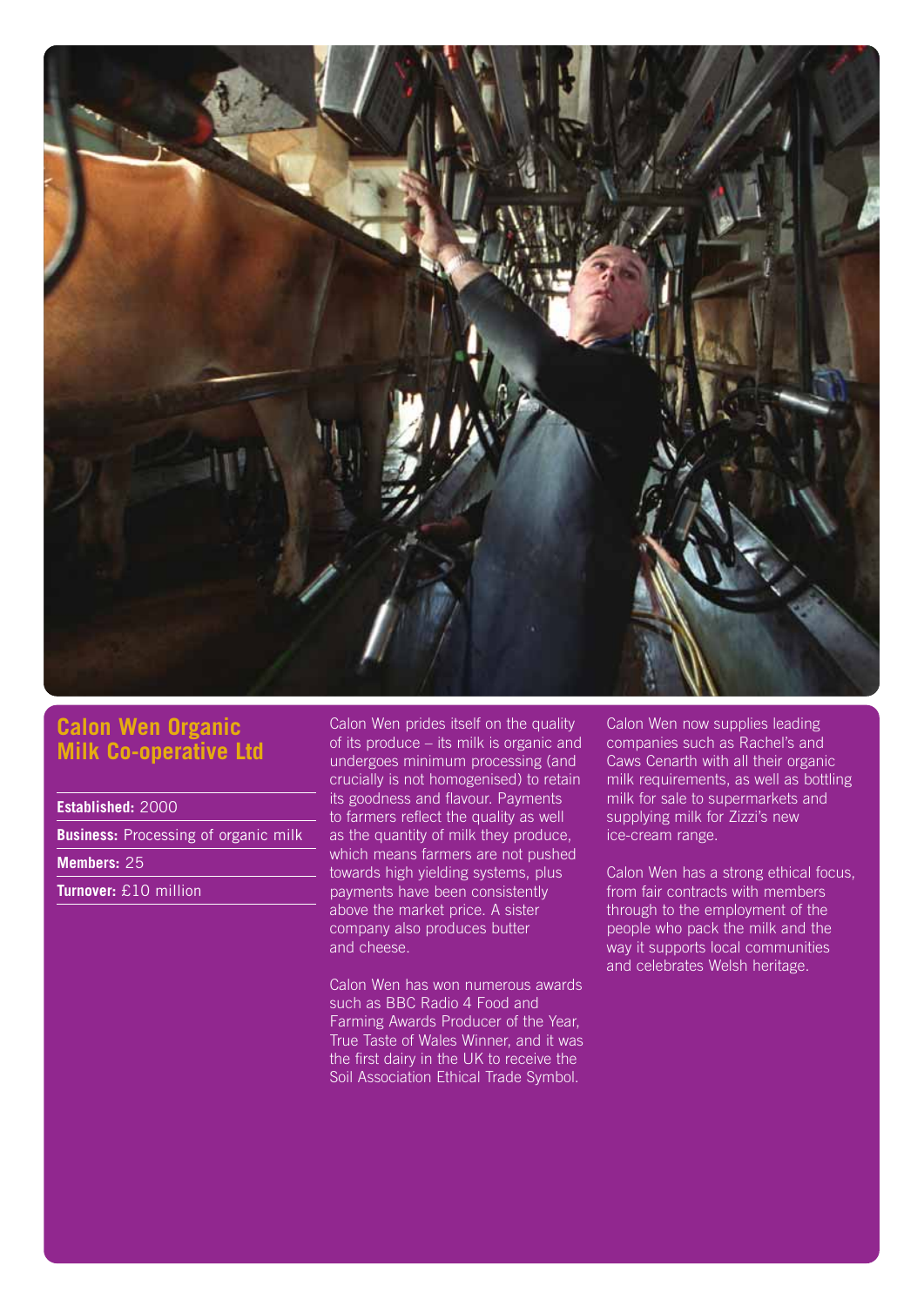## Calon Wen Organic Milk Co-operative Ltd

**Established:** 2000

**Business:** Processing of organic milk

**Members:** 25

**Turnover:** £10 million

Calon Wen prides itself on the quality of its produce – its milk is organic and undergoes minimum processing (and crucially is not homogenised) to retain its goodness and flavour. Payments to farmers reflect the quality as well as the quantity of milk they produce, which means farmers are not pushed towards high yielding systems, plus payments have been consistently above the market price. A sister company also produces butter and cheese.

Calon Wen has won numerous awards such as BBC Radio 4 Food and Farming Awards Producer of the Year, True Taste of Wales Winner, and it was the first dairy in the UK to receive the Soil Association Ethical Trade Symbol.

Calon Wen now supplies leading companies such as Rachel's and Caws Cenarth with all their organic milk requirements, as well as bottling milk for sale to supermarkets and supplying milk for Zizzi's new ice-cream range.

Calon Wen has a strong ethical focus, from fair contracts with members through to the employment of the people who pack the milk and the way it supports local communities and celebrates Welsh heritage.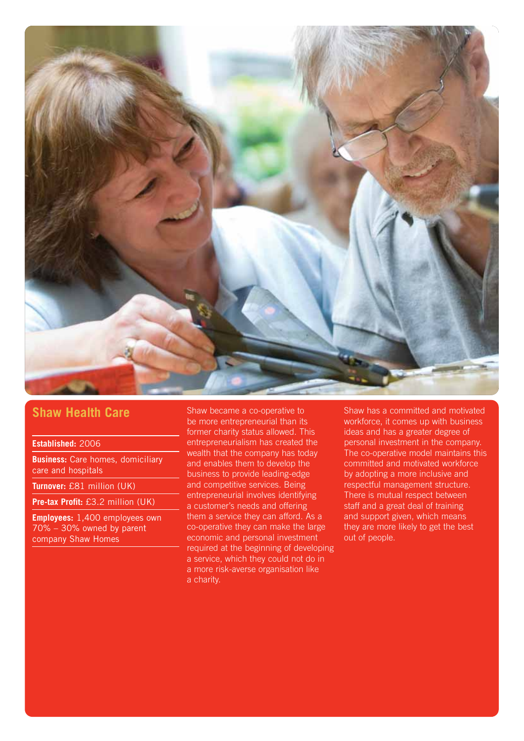## Shaw Health Care

**Established:** 2006

**Business:** Care homes, domiciliary care and hospitals

**Turnover:** £81 million (UK)

**Pre-tax Profit:** £3.2 million (UK)

**Employees:** 1,400 employees own 70% – 30% owned by parent company Shaw Homes

Shaw became a co-operative to be more entrepreneurial than its former charity status allowed. This entrepreneurialism has created the wealth that the company has today and enables them to develop the business to provide leading-edge and competitive services. Being entrepreneurial involves identifying a customer's needs and offering them a service they can afford. As a co-operative they can make the large economic and personal investment required at the beginning of developing a service, which they could not do in a more risk-averse organisation like a charity.

Shaw has a committed and motivated workforce, it comes up with business ideas and has a greater degree of personal investment in the company. The co-operative model maintains this committed and motivated workforce by adopting a more inclusive and respectful management structure. There is mutual respect between staff and a great deal of training and support given, which means they are more likely to get the best out of people.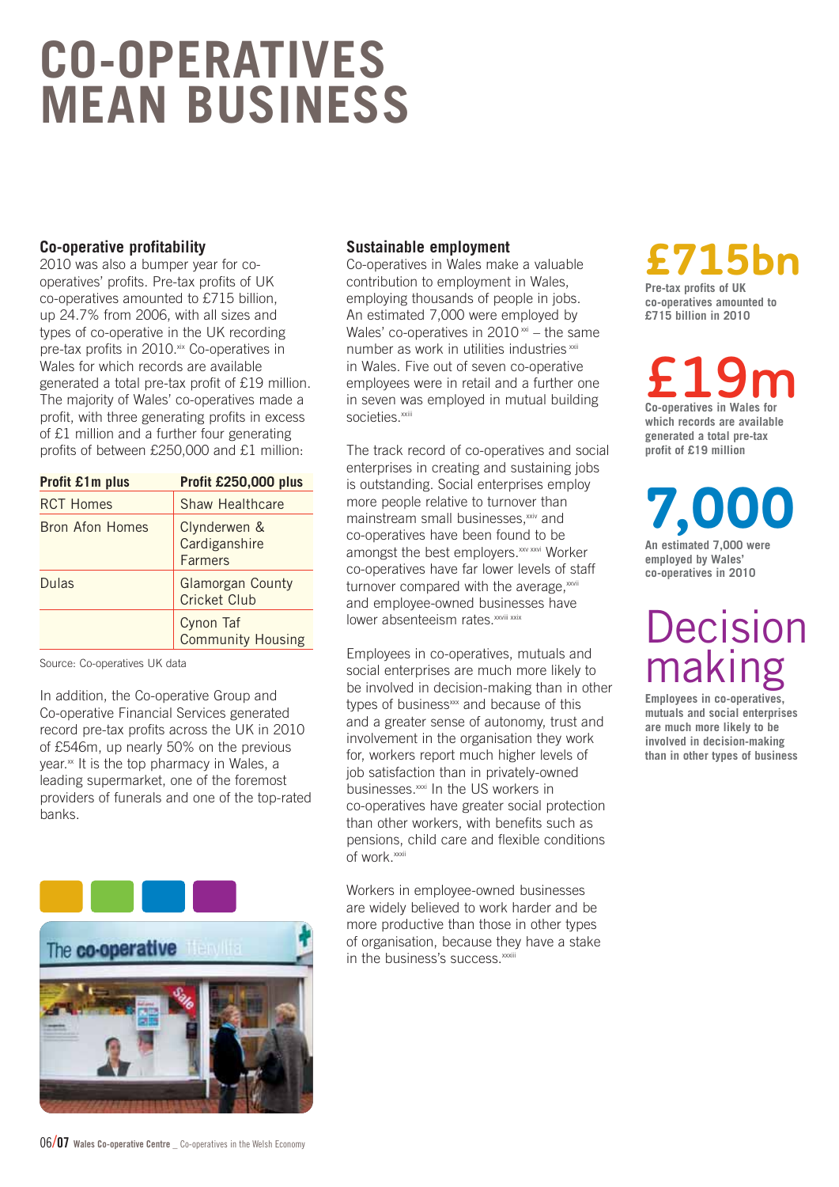# CO-OPERATIVES MEAN BUSINESS

### Co-operative profitability

2010 was also a bumper year for co-operatives' profits. Pre-tax profits of UK co-operatives amounted to £715 billion, up 24.7% from 2006, with all sizes and types of co-operative in the UK recording pre-tax profits in 2010.[xix] Co-operatives in Wales for which records are available generated a total pre-tax profit of £19 million. The majority of Wales' co-operatives made a profit, with three generating profits in excess of £1 million and a further four generating profits of between £250,000 and £1 million:

| Profit £1m plus | Profit £250,000 plus |
| --- | --- |
| RCT Homes | Shaw Healthcare |
| Bron Afon Homes | Clynderwen & Cardiganshire Farmers |
| Dulas | Glamorgan County Cricket Club |
| | Cynon Taf Community Housing |

Source: Co-operatives UK data

In addition, the Co-operative Group and Co-operative Financial Services generated record pre-tax profits across the UK in 2010 of £546m, up nearly 50% on the previous year.[xx] It is the top pharmacy in Wales, a leading supermarket, one of the foremost providers of funerals and one of the top-rated banks.

### Sustainable employment

Co-operatives in Wales make a valuable contribution to employment in Wales, employing thousands of people in jobs. An estimated 7,000 were employed by Wales' co-operatives in 2010[xxi] – the same number as work in utilities industries[xxii] in Wales. Five out of seven co-operative employees were in retail and a further one in seven was employed in mutual building societies.[xxiii]

The track record of co-operatives and social enterprises in creating and sustaining jobs is outstanding. Social enterprises employ more people relative to turnover than mainstream small businesses,[xxiv] and co-operatives have been found to be amongst the best employers.[xxv xxvi] Worker co-operatives have far lower levels of staff turnover compared with the average,[xxvii] and employee-owned businesses have lower absenteeism rates.[xxviii xxix]

Employees in co-operatives, mutuals and social enterprises are much more likely to be involved in decision-making than in other types of business[xxx] and because of this and a greater sense of autonomy, trust and involvement in the organisation they work for, workers report much higher levels of job satisfaction than in privately-owned businesses.[xxxi] In the US workers in co-operatives have greater social protection than other workers, with benefits such as pensions, child care and flexible conditions of work.[xxxii]

Workers in employee-owned businesses are widely believed to work harder and be more productive than those in other types of organisation, because they have a stake in the business's success.[xxxiii]

**£715bn**

**Pre-tax profits of UK co-operatives amounted to £715 billion in 2010**

**£19m**

**Co-operatives in Wales for which records are available generated a total pre-tax profit of £19 million**

**7,000**

**An estimated 7,000 were employed by Wales' co-operatives in 2010**

**Decision making**

**Employees in co-operatives, mutuals and social enterprises are much more likely to be involved in decision-making than in other types of business**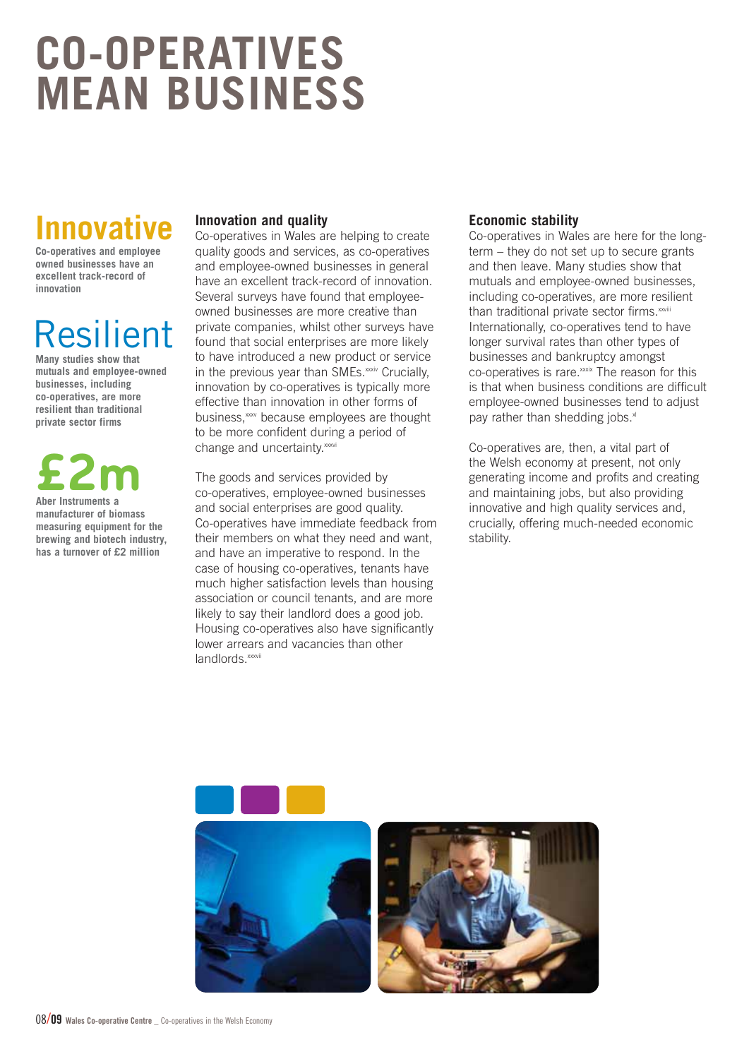# CO-OPERATIVES MEAN BUSINESS

## Innovative

**Co-operatives and employee owned businesses have an excellent track-record of innovation**

## Resilient

**Many studies show that mutuals and employee-owned businesses, including co-operatives, are more resilient than traditional private sector firms**

## £2m

**Aber Instruments a manufacturer of biomass measuring equipment for the brewing and biotech industry, has a turnover of £2 million**

### Innovation and quality

Co-operatives in Wales are helping to create quality goods and services, as co-operatives and employee-owned businesses in general have an excellent track-record of innovation. Several surveys have found that employee-owned businesses are more creative than private companies, whilst other surveys have found that social enterprises are more likely to have introduced a new product or service in the previous year than SMEs.[xxxiv] Crucially, innovation by co-operatives is typically more effective than innovation in other forms of business,[xxxv] because employees are thought to be more confident during a period of change and uncertainty.[xxxvi]

The goods and services provided by co-operatives, employee-owned businesses and social enterprises are good quality. Co-operatives have immediate feedback from their members on what they need and want, and have an imperative to respond. In the case of housing co-operatives, tenants have much higher satisfaction levels than housing association or council tenants, and are more likely to say their landlord does a good job. Housing co-operatives also have significantly lower arrears and vacancies than other landlords.[xxxvii]

### Economic stability

Co-operatives in Wales are here for the long-term – they do not set up to secure grants and then leave. Many studies show that mutuals and employee-owned businesses, including co-operatives, are more resilient than traditional private sector firms.[xxxviii] Internationally, co-operatives tend to have longer survival rates than other types of businesses and bankruptcy amongst co-operatives is rare.[xxxix] The reason for this is that when business conditions are difficult employee-owned businesses tend to adjust pay rather than shedding jobs.[xl]

Co-operatives are, then, a vital part of the Welsh economy at present, not only generating income and profits and creating and maintaining jobs, but also providing innovative and high quality services and, crucially, offering much-needed economic stability.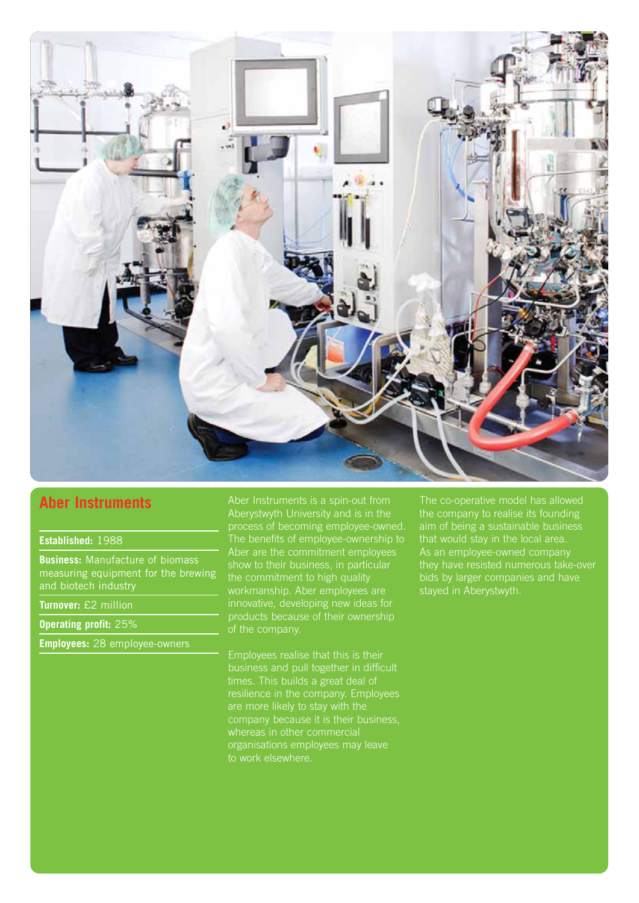## Aber Instruments

**Established:** 1988

**Business:** Manufacture of biomass measuring equipment for the brewing and biotech industry

**Turnover:** £2 million

**Operating profit:** 25%

**Employees:** 28 employee-owners

Aber Instruments is a spin-out from Aberystwyth University and is in the process of becoming employee-owned. The benefits of employee-ownership to Aber are the commitment employees show to their business, in particular the commitment to high quality workmanship. Aber employees are innovative, developing new ideas for products because of their ownership of the company.

Employees realise that this is their business and pull together in difficult times. This builds a great deal of resilience in the company. Employees are more likely to stay with the company because it is their business, whereas in other commercial organisations employees may leave to work elsewhere.

The co-operative model has allowed the company to realise its founding aim of being a sustainable business that would stay in the local area. As an employee-owned company they have resisted numerous take-over bids by larger companies and have stayed in Aberystwyth.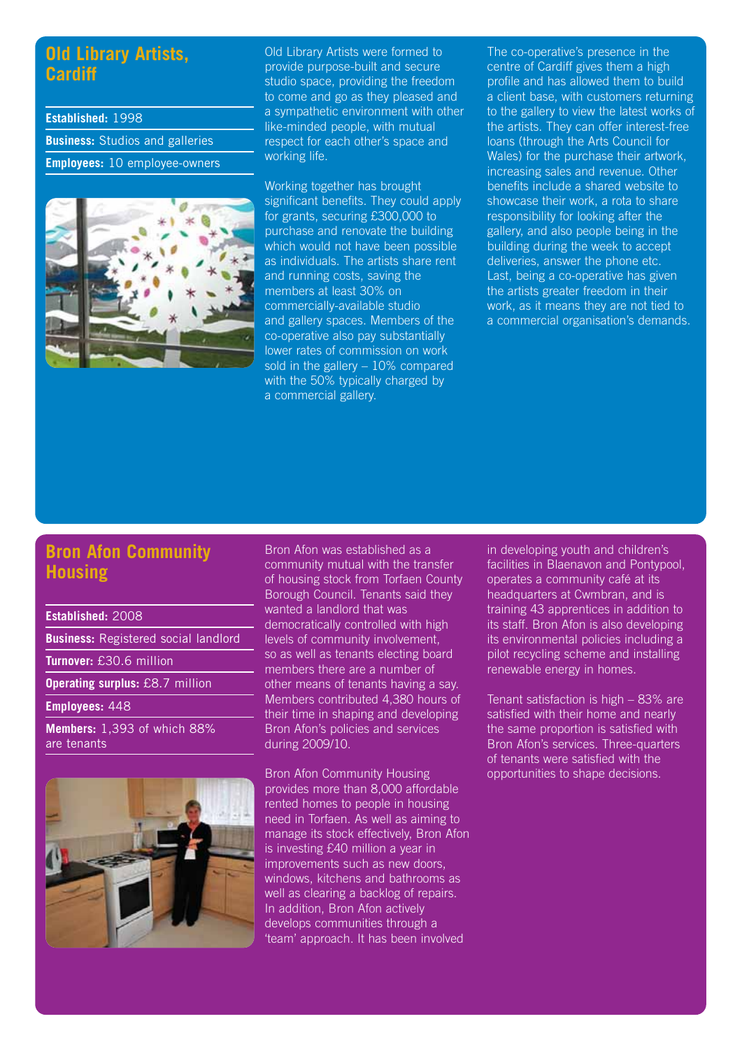## Old Library Artists, Cardiff

**Established:** 1998

**Business:** Studios and galleries

**Employees:** 10 employee-owners

Old Library Artists were formed to provide purpose-built and secure studio space, providing the freedom to come and go as they pleased and a sympathetic environment with other like-minded people, with mutual respect for each other's space and working life.

Working together has brought significant benefits. They could apply for grants, securing £300,000 to purchase and renovate the building which would not have been possible as individuals. The artists share rent and running costs, saving the members at least 30% on commercially-available studio and gallery spaces. Members of the co-operative also pay substantially lower rates of commission on work sold in the gallery – 10% compared with the 50% typically charged by a commercial gallery.

The co-operative's presence in the centre of Cardiff gives them a high profile and has allowed them to build a client base, with customers returning to the gallery to view the latest works of the artists. They can offer interest-free loans (through the Arts Council for Wales) for the purchase their artwork, increasing sales and revenue. Other benefits include a shared website to showcase their work, a rota to share responsibility for looking after the gallery, and also people being in the building during the week to accept deliveries, answer the phone etc. Last, being a co-operative has given the artists greater freedom in their work, as it means they are not tied to a commercial organisation's demands.

## Bron Afon Community Housing

**Established:** 2008

**Business:** Registered social landlord

**Turnover:** £30.6 million

**Operating surplus:** £8.7 million

**Employees:** 448

**Members:** 1,393 of which 88% are tenants

Bron Afon was established as a community mutual with the transfer of housing stock from Torfaen County Borough Council. Tenants said they wanted a landlord that was democratically controlled with high levels of community involvement, so as well as tenants electing board members there are a number of other means of tenants having a say. Members contributed 4,380 hours of their time in shaping and developing Bron Afon's policies and services during 2009/10.

Bron Afon Community Housing provides more than 8,000 affordable rented homes to people in housing need in Torfaen. As well as aiming to manage its stock effectively, Bron Afon is investing £40 million a year in improvements such as new doors, windows, kitchens and bathrooms as well as clearing a backlog of repairs. In addition, Bron Afon actively develops communities through a 'team' approach. It has been involved in developing youth and children's facilities in Blaenavon and Pontypool, operates a community café at its headquarters at Cwmbran, and is training 43 apprentices in addition to its staff. Bron Afon is also developing its environmental policies including a pilot recycling scheme and installing renewable energy in homes.

Tenant satisfaction is high – 83% are satisfied with their home and nearly the same proportion is satisfied with Bron Afon's services. Three-quarters of tenants were satisfied with the opportunities to shape decisions.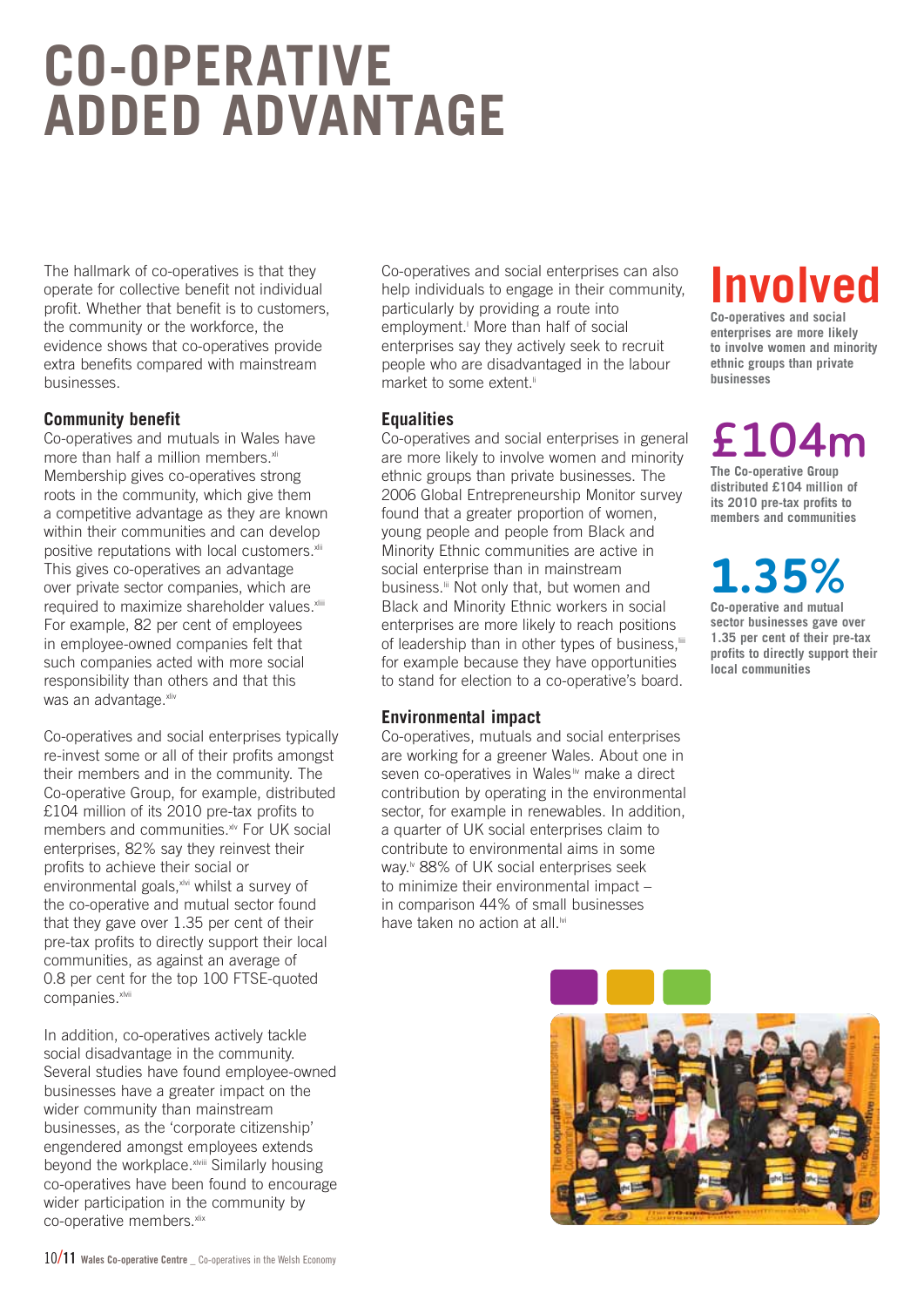# CO-OPERATIVE ADDED ADVANTAGE

The hallmark of co-operatives is that they operate for collective benefit not individual profit. Whether that benefit is to customers, the community or the workforce, the evidence shows that co-operatives provide extra benefits compared with mainstream businesses.

### Community benefit

Co-operatives and mutuals in Wales have more than half a million members.[xli] Membership gives co-operatives strong roots in the community, which give them a competitive advantage as they are known within their communities and can develop positive reputations with local customers.[xlii] This gives co-operatives an advantage over private sector companies, which are required to maximize shareholder values.[xliii] For example, 82 per cent of employees in employee-owned companies felt that such companies acted with more social responsibility than others and that this was an advantage.[xliv]

Co-operatives and social enterprises typically re-invest some or all of their profits amongst their members and in the community. The Co-operative Group, for example, distributed £104 million of its 2010 pre-tax profits to members and communities.[xlv] For UK social enterprises, 82% say they reinvest their profits to achieve their social or environmental goals,[xlvi] whilst a survey of the co-operative and mutual sector found that they gave over 1.35 per cent of their pre-tax profits to directly support their local communities, as against an average of 0.8 per cent for the top 100 FTSE-quoted companies.[xlvii]

In addition, co-operatives actively tackle social disadvantage in the community. Several studies have found employee-owned businesses have a greater impact on the wider community than mainstream businesses, as the 'corporate citizenship' engendered amongst employees extends beyond the workplace.[xlviii] Similarly housing co-operatives have been found to encourage wider participation in the community by co-operative members.[xlix]

Co-operatives and social enterprises can also help individuals to engage in their community, particularly by providing a route into employment.[l] More than half of social enterprises say they actively seek to recruit people who are disadvantaged in the labour market to some extent.[li]

### Equalities

Co-operatives and social enterprises in general are more likely to involve women and minority ethnic groups than private businesses. The 2006 Global Entrepreneurship Monitor survey found that a greater proportion of women, young people and people from Black and Minority Ethnic communities are active in social enterprise than in mainstream business.[lii] Not only that, but women and Black and Minority Ethnic workers in social enterprises are more likely to reach positions of leadership than in other types of business,[liii] for example because they have opportunities to stand for election to a co-operative's board.

### Environmental impact

Co-operatives, mutuals and social enterprises are working for a greener Wales. About one in seven co-operatives in Wales[liv] make a direct contribution by operating in the environmental sector, for example in renewables. In addition, a quarter of UK social enterprises claim to contribute to environmental aims in some way.[lv] 88% of UK social enterprises seek to minimize their environmental impact – in comparison 44% of small businesses have taken no action at all.[lvi]

## Involved

**Co-operatives and social enterprises are more likely to involve women and minority ethnic groups than private businesses**

## £104m

**The Co-operative Group distributed £104 million of its 2010 pre-tax profits to members and communities**

## 1.35%

**Co-operative and mutual sector businesses gave over 1.35 per cent of their pre-tax profits to directly support their local communities**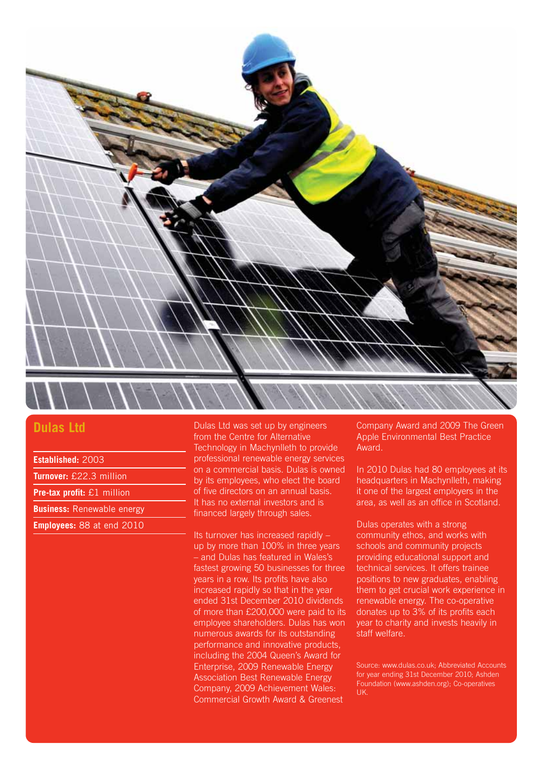## Dulas Ltd

**Established:** 2003

**Turnover:** £22.3 million

**Pre-tax profit:** £1 million

**Business:** Renewable energy

**Employees:** 88 at end 2010

Dulas Ltd was set up by engineers from the Centre for Alternative Technology in Machynlleth to provide professional renewable energy services on a commercial basis. Dulas is owned by its employees, who elect the board of five directors on an annual basis. It has no external investors and is financed largely through sales.

Its turnover has increased rapidly – up by more than 100% in three years – and Dulas has featured in Wales's fastest growing 50 businesses for three years in a row. Its profits have also increased rapidly so that in the year ended 31st December 2010 dividends of more than £200,000 were paid to its employee shareholders. Dulas has won numerous awards for its outstanding performance and innovative products, including the 2004 Queen's Award for Enterprise, 2009 Renewable Energy Association Best Renewable Energy Company, 2009 Achievement Wales: Commercial Growth Award & Greenest Company Award and 2009 The Green Apple Environmental Best Practice Award.

In 2010 Dulas had 80 employees at its headquarters in Machynlleth, making it one of the largest employers in the area, as well as an office in Scotland.

Dulas operates with a strong community ethos, and works with schools and community projects providing educational support and technical services. It offers trainee positions to new graduates, enabling them to get crucial work experience in renewable energy. The co-operative donates up to 3% of its profits each year to charity and invests heavily in staff welfare.

Source: www.dulas.co.uk; Abbreviated Accounts for year ending 31st December 2010; Ashden Foundation (www.ashden.org); Co-operatives UK.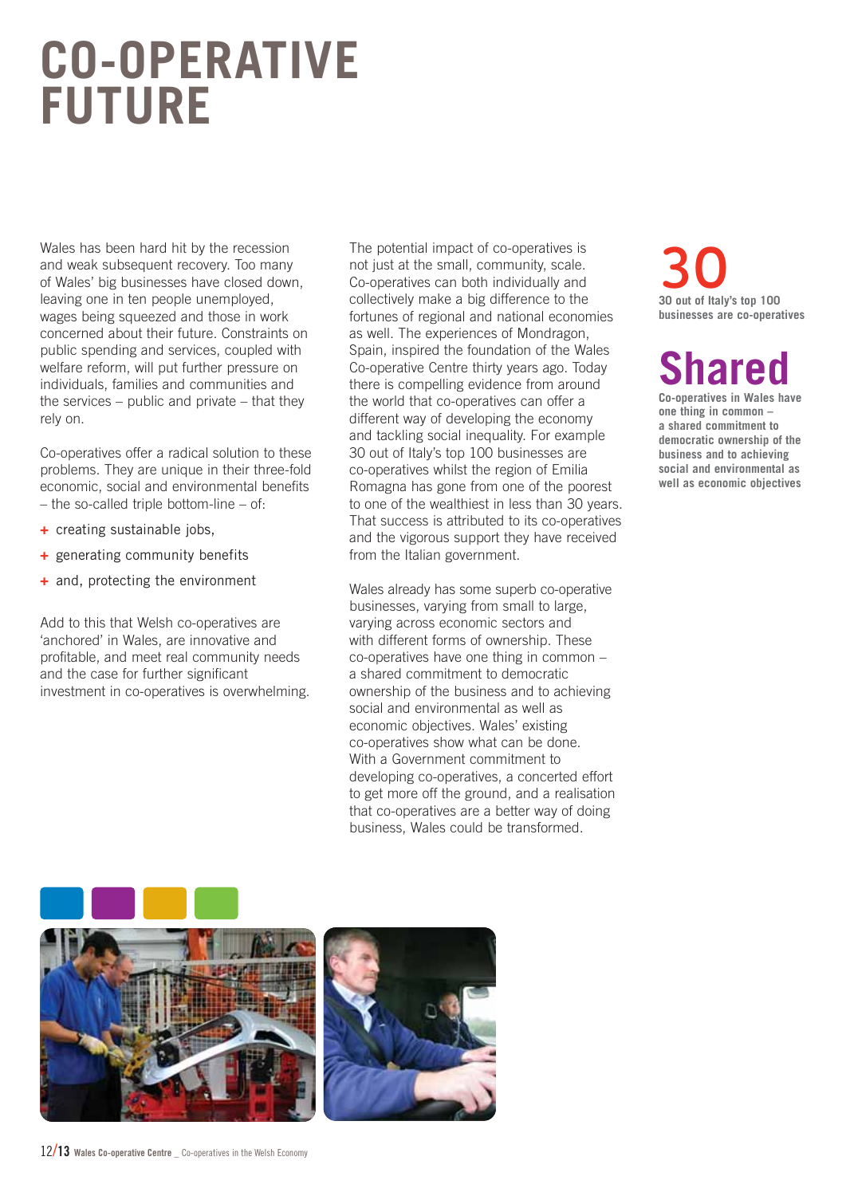# CO-OPERATIVE FUTURE

Wales has been hard hit by the recession and weak subsequent recovery. Too many of Wales' big businesses have closed down, leaving one in ten people unemployed, wages being squeezed and those in work concerned about their future. Constraints on public spending and services, coupled with welfare reform, will put further pressure on individuals, families and communities and the services – public and private – that they rely on.

Co-operatives offer a radical solution to these problems. They are unique in their three-fold economic, social and environmental benefits – the so-called triple bottom-line – of:

+ creating sustainable jobs,
+ generating community benefits
+ and, protecting the environment

Add to this that Welsh co-operatives are 'anchored' in Wales, are innovative and profitable, and meet real community needs and the case for further significant investment in co-operatives is overwhelming.

The potential impact of co-operatives is not just at the small, community, scale. Co-operatives can both individually and collectively make a big difference to the fortunes of regional and national economies as well. The experiences of Mondragon, Spain, inspired the foundation of the Wales Co-operative Centre thirty years ago. Today there is compelling evidence from around the world that co-operatives can offer a different way of developing the economy and tackling social inequality. For example 30 out of Italy's top 100 businesses are co-operatives whilst the region of Emilia Romagna has gone from one of the poorest to one of the wealthiest in less than 30 years. That success is attributed to its co-operatives and the vigorous support they have received from the Italian government.

Wales already has some superb co-operative businesses, varying from small to large, varying across economic sectors and with different forms of ownership. These co-operatives have one thing in common – a shared commitment to democratic ownership of the business and to achieving social and environmental as well as economic objectives. Wales' existing co-operatives show what can be done. With a Government commitment to developing co-operatives, a concerted effort to get more off the ground, and a realisation that co-operatives are a better way of doing business, Wales could be transformed.

**30**

**30 out of Italy's top 100 businesses are co-operatives**

**Shared**

**Co-operatives in Wales have one thing in common – a shared commitment to democratic ownership of the business and to achieving social and environmental as well as economic objectives**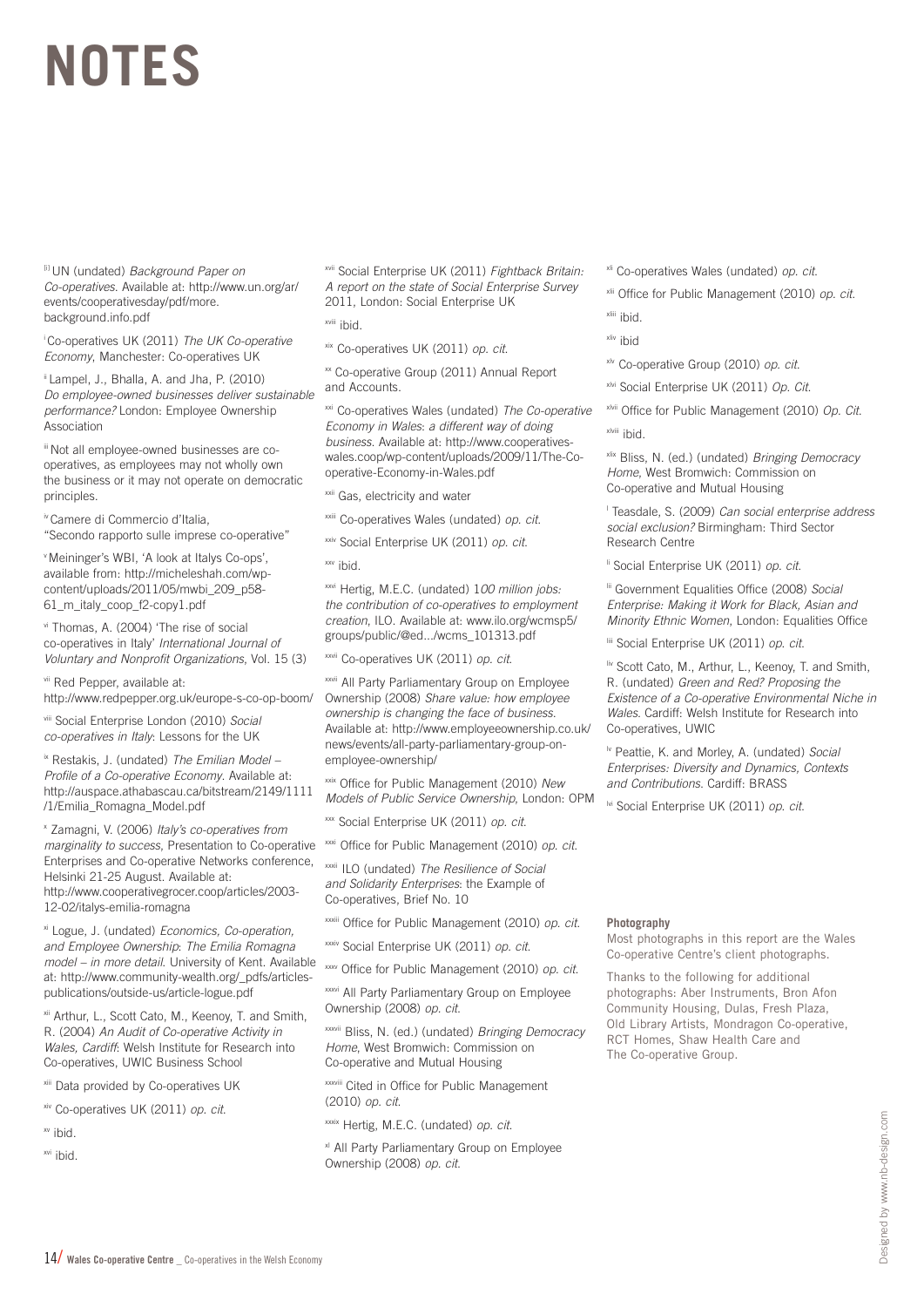# NOTES

[i] UN (undated) *Background Paper on Co-operatives*. Available at: http://www.un.org/ar/events/cooperativesday/pdf/more.background.info.pdf

[i] Co-operatives UK (2011) *The UK Co-operative Economy*, Manchester: Co-operatives UK

[ii] Lampel, J., Bhalla, A. and Jha, P. (2010) *Do employee-owned businesses deliver sustainable performance?* London: Employee Ownership Association

[iii] Not all employee-owned businesses are co-operatives, as employees may not wholly own the business or it may not operate on democratic principles.

[iv] Camere di Commercio d'Italia, "Secondo rapporto sulle imprese co-operative"

[v] Meininger's WBI, 'A look at Italys Co-ops', available from: http://micheleshah.com/wp-content/uploads/2011/05/mwbi_209_p58-61_m_italy_coop_f2-copy1.pdf

[vi] Thomas, A. (2004) 'The rise of social co-operatives in Italy' *International Journal of Voluntary and Nonprofit Organizations*, Vol. 15 (3)

[vii] Red Pepper, available at: http://www.redpepper.org.uk/europe-s-co-op-boom/

[viii] Social Enterprise London (2010) *Social co-operatives in Italy*: Lessons for the UK

[ix] Restakis, J. (undated) *The Emilian Model – Profile of a Co-operative Economy*. Available at: http://auspace.athabascau.ca/bitstream/2149/1111/1/Emilia_Romagna_Model.pdf

[x] Zamagni, V. (2006) *Italy's co-operatives from marginality to success*, Presentation to Co-operative Enterprises and Co-operative Networks conference, Helsinki 21-25 August. Available at: http://www.cooperativegrocer.coop/articles/2003-12-02/italys-emilia-romagna

[xi] Logue, J. (undated) *Economics, Co-operation, and Employee Ownership*: *The Emilia Romagna model – in more detail*. University of Kent. Available at: http://www.community-wealth.org/_pdfs/articles-publications/outside-us/article-logue.pdf

[xii] Arthur, L., Scott Cato, M., Keenoy, T. and Smith, R. (2004) *An Audit of Co-operative Activity in Wales, Cardiff*: Welsh Institute for Research into Co-operatives, UWIC Business School

[xiii] Data provided by Co-operatives UK

[xiv] Co-operatives UK (2011) *op. cit*.

[xv] ibid.

[xvi] ibid.

[xvii] Social Enterprise UK (2011) *Fightback Britain: A report on the state of Social Enterprise Survey* 2011, London: Social Enterprise UK

[xviii] ibid.

[xix] Co-operatives UK (2011) *op. cit*.

[xx] Co-operative Group (2011) Annual Report and Accounts.

[xxi] Co-operatives Wales (undated) *The Co-operative Economy in Wales*: *a different way of doing business*. Available at: http://www.cooperatives-wales.coop/wp-content/uploads/2009/11/The-Co-operative-Economy-in-Wales.pdf

[xxii] Gas, electricity and water

[xxiii] Co-operatives Wales (undated) *op. cit*.

[xxiv] Social Enterprise UK (2011) *op. cit*.

[xxv] ibid.

[xxvi] Hertig, M.E.C. (undated) 1*00 million jobs: the contribution of co-operatives to employment creation*, ILO. Available at: www.ilo.org/wcmsp5/groups/public/@ed.../wcms_101313.pdf

[xxvii] Co-operatives UK (2011) *op. cit*.

[xxviii] All Party Parliamentary Group on Employee Ownership (2008) *Share value: how employee ownership is changing the face of business*. Available at: http://www.employeeownership.co.uk/news/events/all-party-parliamentary-group-on-employee-ownership/

[xxix] Office for Public Management (2010) *New Models of Public Service Ownership*, London: OPM

[xxx] Social Enterprise UK (2011) *op. cit*.

[xxxi] Office for Public Management (2010) *op. cit*.

[xxxii] ILO (undated) *The Resilience of Social and Solidarity Enterprises*: the Example of Co-operatives, Brief No. 10

[xxxiii] Office for Public Management (2010) *op. cit*.

[xxxiv] Social Enterprise UK (2011) *op. cit*.

[xxxv] Office for Public Management (2010) *op. cit*.

[xxxvi] All Party Parliamentary Group on Employee Ownership (2008) *op. cit*.

[xxxvii] Bliss, N. (ed.) (undated) *Bringing Democracy Home*, West Bromwich: Commission on Co-operative and Mutual Housing

[xxxviii] Cited in Office for Public Management (2010) *op. cit*.

[xxxix] Hertig, M.E.C. (undated) *op. cit*.

[xl] All Party Parliamentary Group on Employee Ownership (2008) *op. cit*.

[xli] Co-operatives Wales (undated) *op. cit*.

[xlii] Office for Public Management (2010) *op. cit*.

[xliii] ibid.

[xliv] ibid

[xlv] Co-operative Group (2010) *op. cit*.

[xlvi] Social Enterprise UK (2011) *Op. Cit*.

[xlvii] Office for Public Management (2010) *Op. Cit*.

[xlviii] ibid.

[xlix] Bliss, N. (ed.) (undated) *Bringing Democracy Home*, West Bromwich: Commission on Co-operative and Mutual Housing

[l] Teasdale, S. (2009) *Can social enterprise address social exclusion?* Birmingham: Third Sector Research Centre

[li] Social Enterprise UK (2011) *op. cit*.

[lii] Government Equalities Office (2008) *Social Enterprise: Making it Work for Black, Asian and Minority Ethnic Women*, London: Equalities Office

[liii] Social Enterprise UK (2011) *op. cit*.

[liv] Scott Cato, M., Arthur, L., Keenoy, T. and Smith, R. (undated) *Green and Red? Proposing the Existence of a Co-operative Environmental Niche in Wales*. Cardiff: Welsh Institute for Research into Co-operatives, UWIC

[lv] Peattie, K. and Morley, A. (undated) *Social Enterprises: Diversity and Dynamics, Contexts and Contributions*. Cardiff: BRASS

[lvi] Social Enterprise UK (2011) *op. cit*.

**Photography**

Most photographs in this report are the Wales Co-operative Centre's client photographs.

Thanks to the following for additional photographs: Aber Instruments, Bron Afon Community Housing, Dulas, Fresh Plaza, Old Library Artists, Mondragon Co-operative, RCT Homes, Shaw Health Care and The Co-operative Group.

Designed by www.nb-design.com